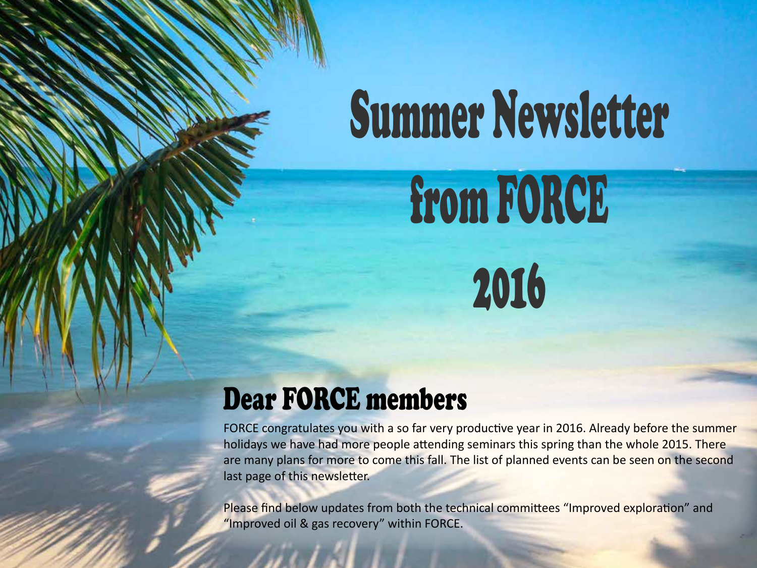# Summer Newsletter from FORCE 2016

## Dear FORCE members

FORCE congratulates you with a so far very productive year in 2016. Already before the summer holidays we have had more people attending seminars this spring than the whole 2015. There are many plans for more to come this fall. The list of planned events can be seen on the second last page of this newsletter.

Please find below updates from both the technical committees “Improved exploration” and “Improved oil & gas recovery” within FORCE.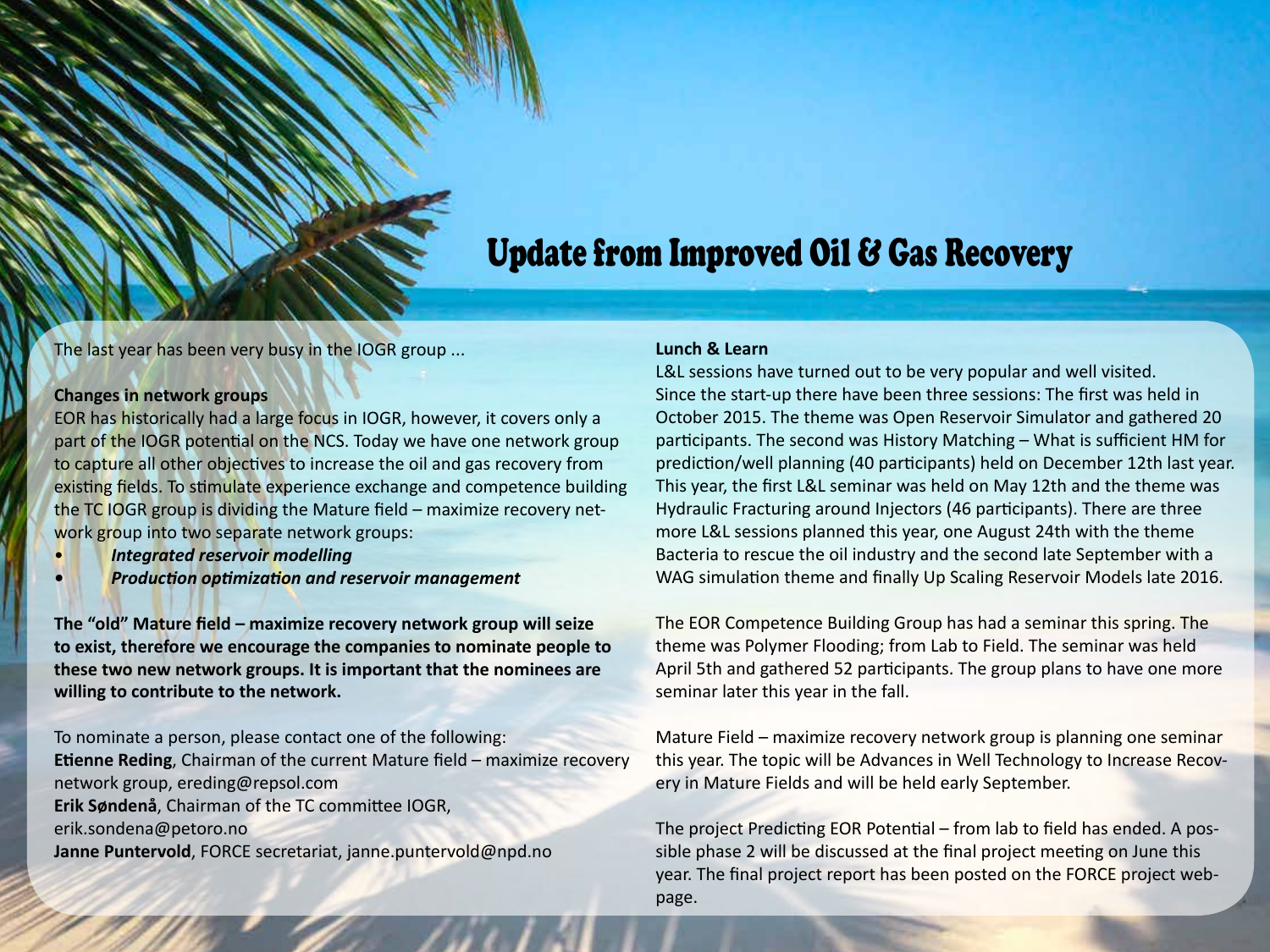# Update from Improved Oil & Gas Recovery

The last year has been very busy in the IOGR group ...

**Changes in network groups**

EOR has historically had a large focus in IOGR, however, it covers only a part of the IOGR potential on the NCS. Today we have one network group to capture all other objectives to increase the oil and gas recovery from existing fields. To stimulate experience exchange and competence building the TC IOGR group is dividing the Mature field – maximize recovery network group into two separate network groups:

- ***Integrated reservoir modelling***
- ***Production optimization and reservoir management***

**The "old" Mature field – maximize recovery network group will seize to exist, therefore we encourage the companies to nominate people to these two new network groups. It is important that the nominees are willing to contribute to the network.**

To nominate a person, please contact one of the following:
**Etienne Reding**, Chairman of the current Mature field – maximize recovery network group, ereding@repsol.com
**Erik Søndenå**, Chairman of the TC committee IOGR, erik.sondena@petoro.no
**Janne Puntervold**, FORCE secretariat, janne.puntervold@npd.no

**Lunch & Learn**

L&L sessions have turned out to be very popular and well visited. Since the start-up there have been three sessions: The first was held in October 2015. The theme was Open Reservoir Simulator and gathered 20 participants. The second was History Matching – What is sufficient HM for prediction/well planning (40 participants) held on December 12th last year. This year, the first L&L seminar was held on May 12th and the theme was Hydraulic Fracturing around Injectors (46 participants). There are three more L&L sessions planned this year, one August 24th with the theme Bacteria to rescue the oil industry and the second late September with a WAG simulation theme and finally Up Scaling Reservoir Models late 2016.

The EOR Competence Building Group has had a seminar this spring. The theme was Polymer Flooding; from Lab to Field. The seminar was held April 5th and gathered 52 participants. The group plans to have one more seminar later this year in the fall.

Mature Field – maximize recovery network group is planning one seminar this year. The topic will be Advances in Well Technology to Increase Recovery in Mature Fields and will be held early September.

The project Predicting EOR Potential – from lab to field has ended. A possible phase 2 will be discussed at the final project meeting on June this year. The final project report has been posted on the FORCE project webpage.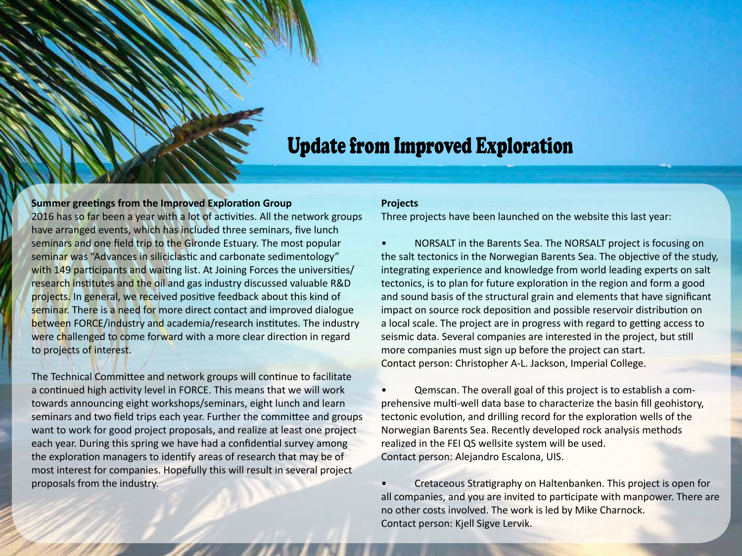# Update from Improved Exploration

**Summer greetings from the Improved Exploration Group**

2016 has so far been a year with a lot of activities. All the network groups have arranged events, which has included three seminars, five lunch seminars and one field trip to the Gironde Estuary. The most popular seminar was "Advances in siliciclastic and carbonate sedimentology" with 149 participants and waiting list. At Joining Forces the universities/research institutes and the oil and gas industry discussed valuable R&D projects. In general, we received positive feedback about this kind of seminar. There is a need for more direct contact and improved dialogue between FORCE/industry and academia/research institutes. The industry were challenged to come forward with a more clear direction in regard to projects of interest.

The Technical Committee and network groups will continue to facilitate a continued high activity level in FORCE. This means that we will work towards announcing eight workshops/seminars, eight lunch and learn seminars and two field trips each year. Further the committee and groups want to work for good project proposals, and realize at least one project each year. During this spring we have had a confidential survey among the exploration managers to identify areas of research that may be of most interest for companies. Hopefully this will result in several project proposals from the industry.

**Projects**

Three projects have been launched on the website this last year:

- NORSALT in the Barents Sea. The NORSALT project is focusing on the salt tectonics in the Norwegian Barents Sea. The objective of the study, integrating experience and knowledge from world leading experts on salt tectonics, is to plan for future exploration in the region and form a good and sound basis of the structural grain and elements that have significant impact on source rock deposition and possible reservoir distribution on a local scale. The project are in progress with regard to getting access to seismic data. Several companies are interested in the project, but still more companies must sign up before the project can start.
  Contact person: Christopher A-L. Jackson, Imperial College.

- Qemscan. The overall goal of this project is to establish a comprehensive multi-well data base to characterize the basin fill geohistory, tectonic evolution, and drilling record for the exploration wells of the Norwegian Barents Sea. Recently developed rock analysis methods realized in the FEI QS wellsite system will be used.
  Contact person: Alejandro Escalona, UIS.

- Cretaceous Stratigraphy on Haltenbanken. This project is open for all companies, and you are invited to participate with manpower. There are no other costs involved. The work is led by Mike Charnock.
  Contact person: Kjell Sigve Lervik.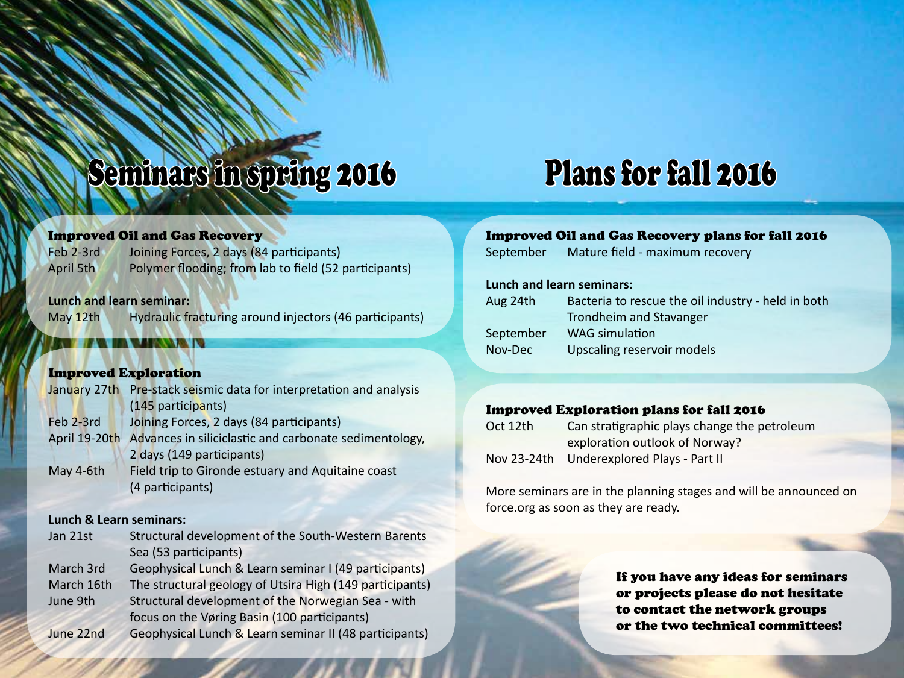# Seminars in spring 2016

### Improved Oil and Gas Recovery

| | |
|---|---|
| Feb 2-3rd | Joining Forces, 2 days (84 participants) |
| April 5th | Polymer flooding; from lab to field (52 participants) |

**Lunch and learn seminar:**

| | |
|---|---|
| May 12th | Hydraulic fracturing around injectors (46 participants) |

### Improved Exploration

| | |
|---|---|
| January 27th | Pre-stack seismic data for interpretation and analysis (145 participants) |
| Feb 2-3rd | Joining Forces, 2 days (84 participants) |
| April 19-20th | Advances in siliciclastic and carbonate sedimentology, 2 days (149 participants) |
| May 4-6th | Field trip to Gironde estuary and Aquitaine coast (4 participants) |

**Lunch & Learn seminars:**

| | |
|---|---|
| Jan 21st | Structural development of the South-Western Barents Sea (53 participants) |
| March 3rd | Geophysical Lunch & Learn seminar I (49 participants) |
| March 16th | The structural geology of Utsira High (149 participants) |
| June 9th | Structural development of the Norwegian Sea - with focus on the Vøring Basin (100 participants) |
| June 22nd | Geophysical Lunch & Learn seminar II (48 participants) |

# Plans for fall 2016

### Improved Oil and Gas Recovery plans for fall 2016

| | |
|---|---|
| September | Mature field - maximum recovery |

**Lunch and learn seminars:**

| | |
|---|---|
| Aug 24th | Bacteria to rescue the oil industry - held in both Trondheim and Stavanger |
| September | WAG simulation |
| Nov-Dec | Upscaling reservoir models |

### Improved Exploration plans for fall 2016

| | |
|---|---|
| Oct 12th | Can stratigraphic plays change the petroleum exploration outlook of Norway? |
| Nov 23-24th | Underexplored Plays - Part II |

More seminars are in the planning stages and will be announced on force.org as soon as they are ready.

**If you have any ideas for seminars or projects please do not hesitate to contact the network groups or the two technical committees!**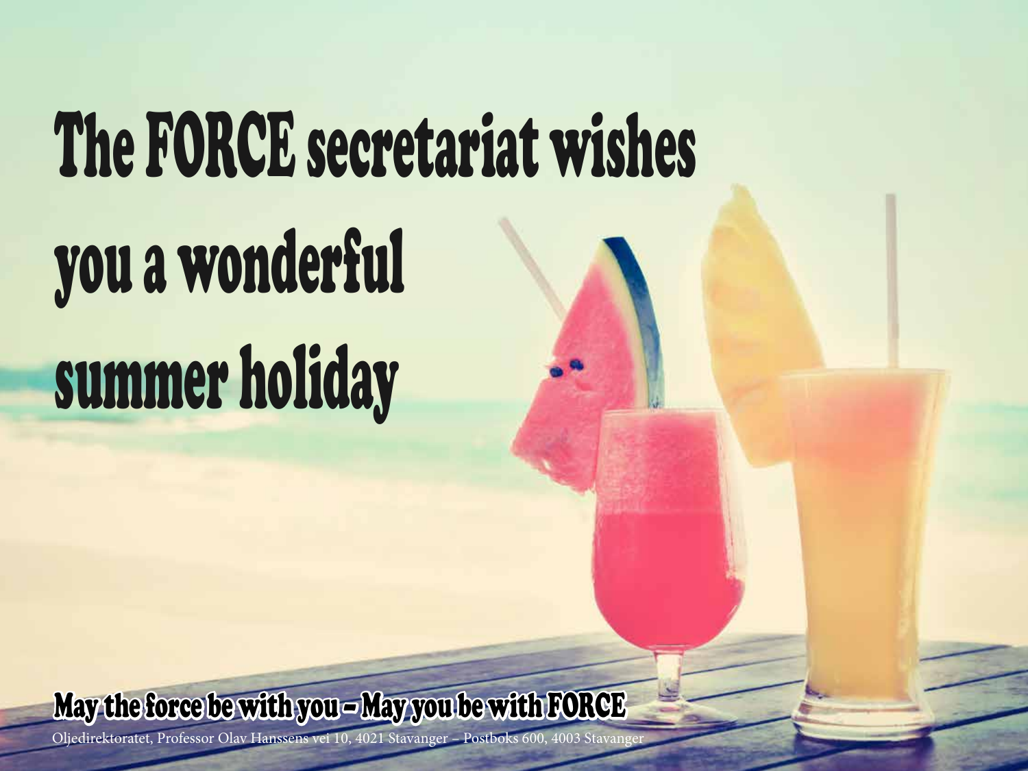# The FORCE secretariat wishes you a wonderful summer holiday

**May the force be with you – May you be with FORCE**

Oljedirektoratet, Professor Olav Hanssens vei 10, 4021 Stavanger – Postboks 600, 4003 Stavanger